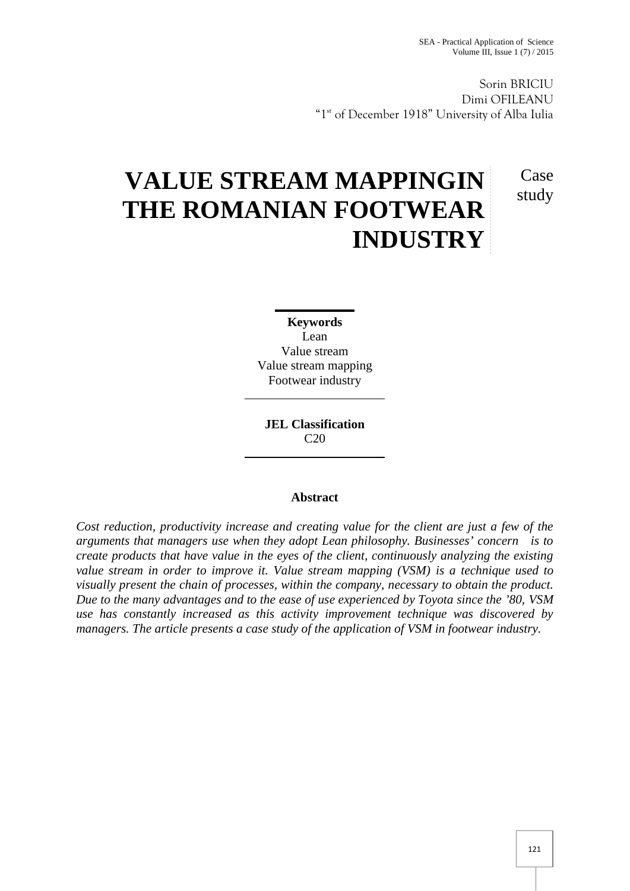Sorin BRICIU
Dimi OFILEANU
"1[st] of December 1918" University of Alba Iulia

# VALUE STREAM MAPPINGIN THE ROMANIAN FOOTWEAR INDUSTRY

Case study

**Keywords**
Lean
Value stream
Value stream mapping
Footwear industry

**JEL Classification**
C20

## Abstract

*Cost reduction, productivity increase and creating value for the client are just a few of the arguments that managers use when they adopt Lean philosophy. Businesses' concern is to create products that have value in the eyes of the client, continuously analyzing the existing value stream in order to improve it. Value stream mapping (VSM) is a technique used to visually present the chain of processes, within the company, necessary to obtain the product. Due to the many advantages and to the ease of use experienced by Toyota since the '80, VSM use has constantly increased as this activity improvement technique was discovered by managers. The article presents a case study of the application of VSM in footwear industry.*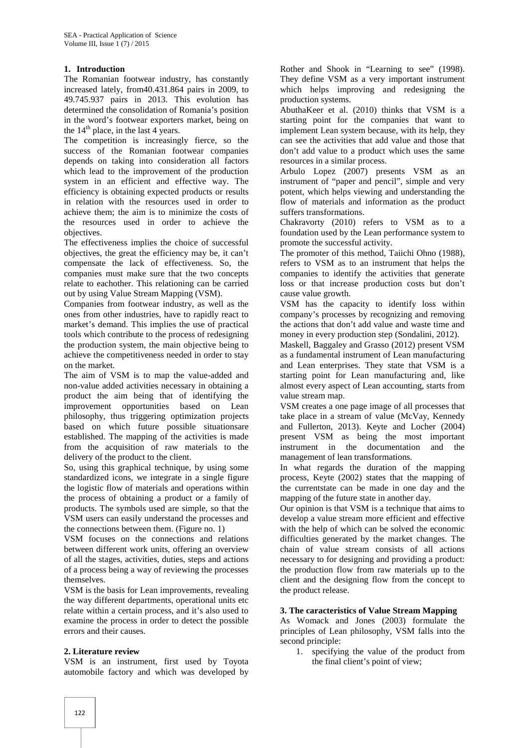## 1. Introduction

The Romanian footwear industry, has constantly increased lately, from40.431.864 pairs in 2009, to 49.745.937 pairs in 2013. This evolution has determined the consolidation of Romania's position in the word's footwear exporters market, being on the 14th place, in the last 4 years.

The competition is increasingly fierce, so the success of the Romanian footwear companies depends on taking into consideration all factors which lead to the improvement of the production system in an efficient and effective way. The efficiency is obtaining expected products or results in relation with the resources used in order to achieve them; the aim is to minimize the costs of the resources used in order to achieve the objectives.

The effectiveness implies the choice of successful objectives, the great the efficiency may be, it can't compensate the lack of effectiveness. So, the companies must make sure that the two concepts relate to eachother. This relationing can be carried out by using Value Stream Mapping (VSM).

Companies from footwear industry, as well as the ones from other industries, have to rapidly react to market's demand. This implies the use of practical tools which contribute to the process of redesigning the production system, the main objective being to achieve the competitiveness needed in order to stay on the market.

The aim of VSM is to map the value-added and non-value added activities necessary in obtaining a product the aim being that of identifying the improvement opportunities based on Lean philosophy, thus triggering optimization projects based on which future possible situationsare established. The mapping of the activities is made from the acquisition of raw materials to the delivery of the product to the client.

So, using this graphical technique, by using some standardized icons, we integrate in a single figure the logistic flow of materials and operations within the process of obtaining a product or a family of products. The symbols used are simple, so that the VSM users can easily understand the processes and the connections between them. (Figure no. 1)

VSM focuses on the connections and relations between different work units, offering an overview of all the stages, activities, duties, steps and actions of a process being a way of reviewing the processes themselves.

VSM is the basis for Lean improvements, revealing the way different departments, operational units etc relate within a certain process, and it's also used to examine the process in order to detect the possible errors and their causes.

## 2. Literature review

VSM is an instrument, first used by Toyota automobile factory and which was developed by Rother and Shook in "Learning to see" (1998). They define VSM as a very important instrument which helps improving and redesigning the production systems.

AbuthaKeer et al. (2010) thinks that VSM is a starting point for the companies that want to implement Lean system because, with its help, they can see the activities that add value and those that don't add value to a product which uses the same resources in a similar process.

Arbulo Lopez (2007) presents VSM as an instrument of "paper and pencil", simple and very potent, which helps viewing and understanding the flow of materials and information as the product suffers transformations.

Chakravorty (2010) refers to VSM as to a foundation used by the Lean performance system to promote the successful activity.

The promoter of this method, Taiichi Ohno (1988), refers to VSM as to an instrument that helps the companies to identify the activities that generate loss or that increase production costs but don't cause value growth.

VSM has the capacity to identify loss within company's processes by recognizing and removing the actions that don't add value and waste time and money in every production step (Sondalini, 2012).

Maskell, Baggaley and Grasso (2012) present VSM as a fundamental instrument of Lean manufacturing and Lean enterprises. They state that VSM is a starting point for Lean manufacturing and, like almost every aspect of Lean accounting, starts from value stream map.

VSM creates a one page image of all processes that take place in a stream of value (McVay, Kennedy and Fullerton, 2013). Keyte and Locher (2004) present VSM as being the most important instrument in the documentation and the management of lean transformations.

In what regards the duration of the mapping process, Keyte (2002) states that the mapping of the currentstate can be made in one day and the mapping of the future state in another day.

Our opinion is that VSM is a technique that aims to develop a value stream more efficient and effective with the help of which can be solved the economic difficulties generated by the market changes. The chain of value stream consists of all actions necessary to for designing and providing a product: the production flow from raw materials up to the client and the designing flow from the concept to the product release.

## 3. The caracteristics of Value Stream Mapping

As Womack and Jones (2003) formulate the principles of Lean philosophy, VSM falls into the second principle:

1. specifying the value of the product from the final client's point of view;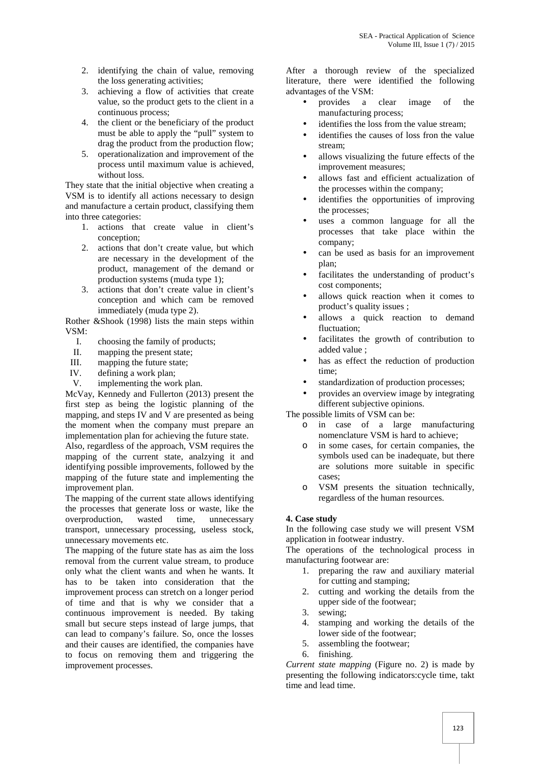2. identifying the chain of value, removing the loss generating activities;
3. achieving a flow of activities that create value, so the product gets to the client in a continuous process;
4. the client or the beneficiary of the product must be able to apply the "pull" system to drag the product from the production flow;
5. operationalization and improvement of the process until maximum value is achieved, without loss.

They state that the initial objective when creating a VSM is to identify all actions necessary to design and manufacture a certain product, classifying them into three categories:

1. actions that create value in client's conception;
2. actions that don't create value, but which are necessary in the development of the product, management of the demand or production systems (muda type 1);
3. actions that don't create value in client's conception and which cam be removed immediately (muda type 2).

Rother &Shook (1998) lists the main steps within VSM:

I. choosing the family of products;
II. mapping the present state;
III. mapping the future state;
IV. defining a work plan;
V. implementing the work plan.

McVay, Kennedy and Fullerton (2013) present the first step as being the logistic planning of the mapping, and steps IV and V are presented as being the moment when the company must prepare an implementation plan for achieving the future state.

Also, regardless of the approach, VSM requires the mapping of the current state, analzying it and identifying possible improvements, followed by the mapping of the future state and implementing the improvement plan.

The mapping of the current state allows identifying the processes that generate loss or waste, like the overproduction, wasted time, unnecessary transport, unnecessary processing, useless stock, unnecessary movements etc.

The mapping of the future state has as aim the loss removal from the current value stream, to produce only what the client wants and when he wants. It has to be taken into consideration that the improvement process can stretch on a longer period of time and that is why we consider that a continuous improvement is needed. By taking small but secure steps instead of large jumps, that can lead to company's failure. So, once the losses and their causes are identified, the companies have to focus on removing them and triggering the improvement processes.

After a thorough review of the specialized literature, there were identified the following advantages of the VSM:

- provides a clear image of the manufacturing process;
- identifies the loss from the value stream;
- identifies the causes of loss fron the value stream;
- allows visualizing the future effects of the improvement measures;
- allows fast and efficient actualization of the processes within the company;
- identifies the opportunities of improving the processes;
- uses a common language for all the processes that take place within the company;
- can be used as basis for an improvement plan;
- facilitates the understanding of product's cost components;
- allows quick reaction when it comes to product's quality issues ;
- allows a quick reaction to demand fluctuation;
- facilitates the growth of contribution to added value ;
- has as effect the reduction of production time;
- standardization of production processes;
- provides an overview image by integrating different subjective opinions.

The possible limits of VSM can be:

- in case of a large manufacturing nomenclature VSM is hard to achieve;
- in some cases, for certain companies, the symbols used can be inadequate, but there are solutions more suitable in specific cases;
- VSM presents the situation technically, regardless of the human resources.

**4. Case study**

In the following case study we will present VSM application in footwear industry.

The operations of the technological process in manufacturing footwear are:

1. preparing the raw and auxiliary material for cutting and stamping;
2. cutting and working the details from the upper side of the footwear;
3. sewing;
4. stamping and working the details of the lower side of the footwear;
5. assembling the footwear;
6. finishing.

*Current state mapping* (Figure no. 2) is made by presenting the following indicators:cycle time, takt time and lead time.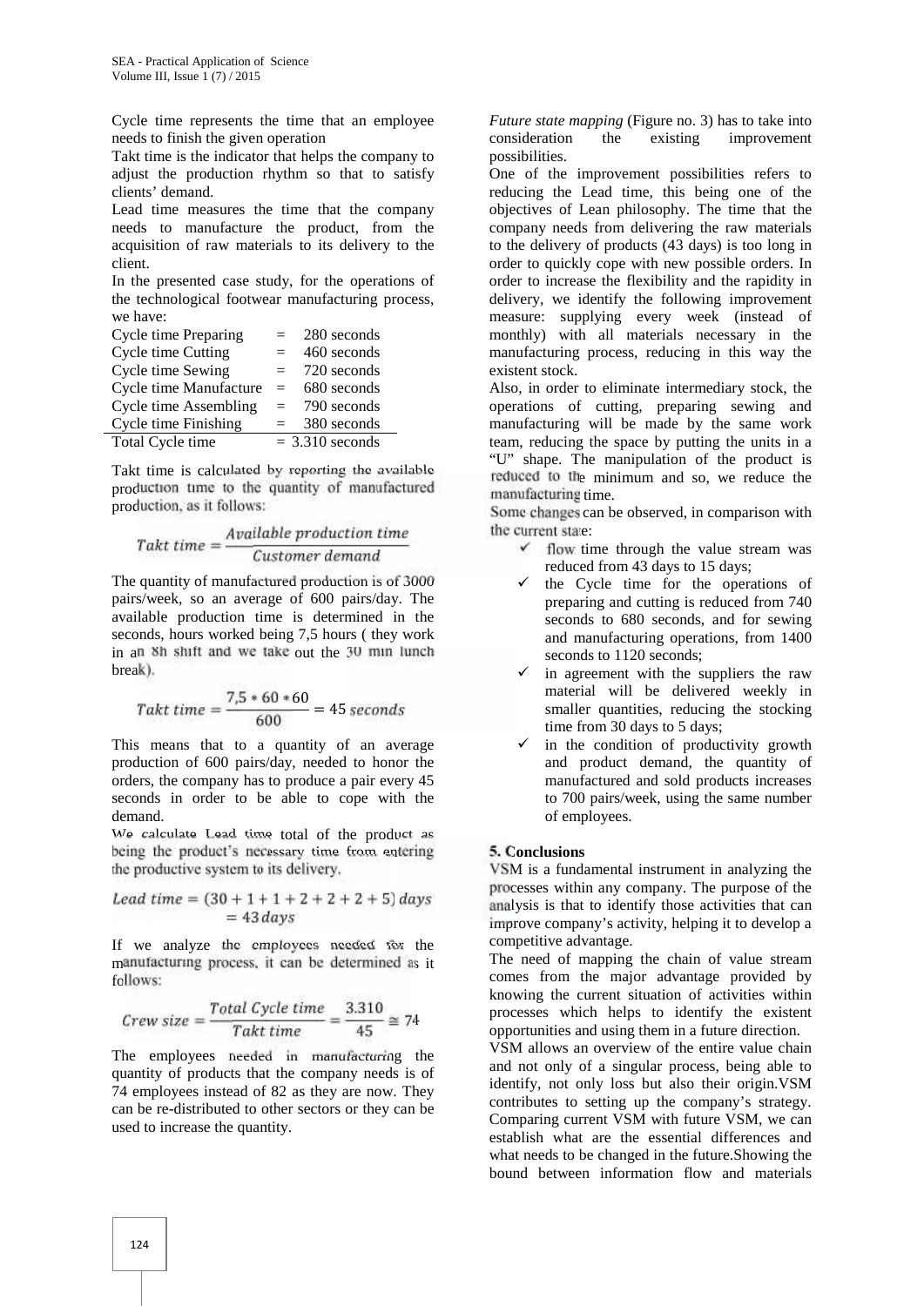Cycle time represents the time that an employee needs to finish the given operation

Takt time is the indicator that helps the company to adjust the production rhythm so that to satisfy clients' demand.

Lead time measures the time that the company needs to manufacture the product, from the acquisition of raw materials to its delivery to the client.

In the presented case study, for the operations of the technological footwear manufacturing process, we have:

| | | |
|---|---|---|
| Cycle time Preparing | = | 280 seconds |
| Cycle time Cutting | = | 460 seconds |
| Cycle time Sewing | = | 720 seconds |
| Cycle time Manufacture | = | 680 seconds |
| Cycle time Assembling | = | 790 seconds |
| Cycle time Finishing | = | 380 seconds |
| Total Cycle time | = | 3.310 seconds |

Takt time is calculated by reporting the available production time to the quantity of manufactured production, as it follows:

$$Takt\ time = \frac{Available\ production\ time}{Customer\ demand}$$

The quantity of manufactured production is of 3000 pairs/week, so an average of 600 pairs/day. The available production time is determined in the seconds, hours worked being 7,5 hours ( they work in an 8h shift and we take out the 30 min lunch break).

$$Takt\ time = \frac{7{,}5 * 60 * 60}{600} = 45\ seconds$$

This means that to a quantity of an average production of 600 pairs/day, needed to honor the orders, the company has to produce a pair every 45 seconds in order to be able to cope with the demand.

We calculate Lead time total of the product as being the product's necessary time from entering the productive system to its delivery.

$$Lead\ time = (30 + 1 + 1 + 2 + 2 + 5)\ days = 43\ days$$

If we analyze the employees needed for the manufacturing process, it can be determined as it follows:

$$Crew\ size = \frac{Total\ Cycle\ time}{Takt\ time} = \frac{3.310}{45} \cong 74$$

The employees needed in manufacturing the quantity of products that the company needs is of 74 employees instead of 82 as they are now. They can be re-distributed to other sectors or they can be used to increase the quantity.

*Future state mapping* (Figure no. 3) has to take into consideration the existing improvement possibilities.

One of the improvement possibilities refers to reducing the Lead time, this being one of the objectives of Lean philosophy. The time that the company needs from delivering the raw materials to the delivery of products (43 days) is too long in order to quickly cope with new possible orders. In order to increase the flexibility and the rapidity in delivery, we identify the following improvement measure: supplying every week (instead of monthly) with all materials necessary in the manufacturing process, reducing in this way the existent stock.

Also, in order to eliminate intermediary stock, the operations of cutting, preparing sewing and manufacturing will be made by the same work team, reducing the space by putting the units in a "U" shape. The manipulation of the product is reduced to the minimum and so, we reduce the manufacturing time.

Some changes can be observed, in comparison with the current state:

- ✓ flow time through the value stream was reduced from 43 days to 15 days;
- ✓ the Cycle time for the operations of preparing and cutting is reduced from 740 seconds to 680 seconds, and for sewing and manufacturing operations, from 1400 seconds to 1120 seconds;
- ✓ in agreement with the suppliers the raw material will be delivered weekly in smaller quantities, reducing the stocking time from 30 days to 5 days;
- ✓ in the condition of productivity growth and product demand, the quantity of manufactured and sold products increases to 700 pairs/week, using the same number of employees.

## 5. Conclusions

VSM is a fundamental instrument in analyzing the processes within any company. The purpose of the analysis is that to identify those activities that can improve company's activity, helping it to develop a competitive advantage.

The need of mapping the chain of value stream comes from the major advantage provided by knowing the current situation of activities within processes which helps to identify the existent opportunities and using them in a future direction.

VSM allows an overview of the entire value chain and not only of a singular process, being able to identify, not only loss but also their origin.VSM contributes to setting up the company's strategy. Comparing current VSM with future VSM, we can establish what are the essential differences and what needs to be changed in the future.Showing the bound between information flow and materials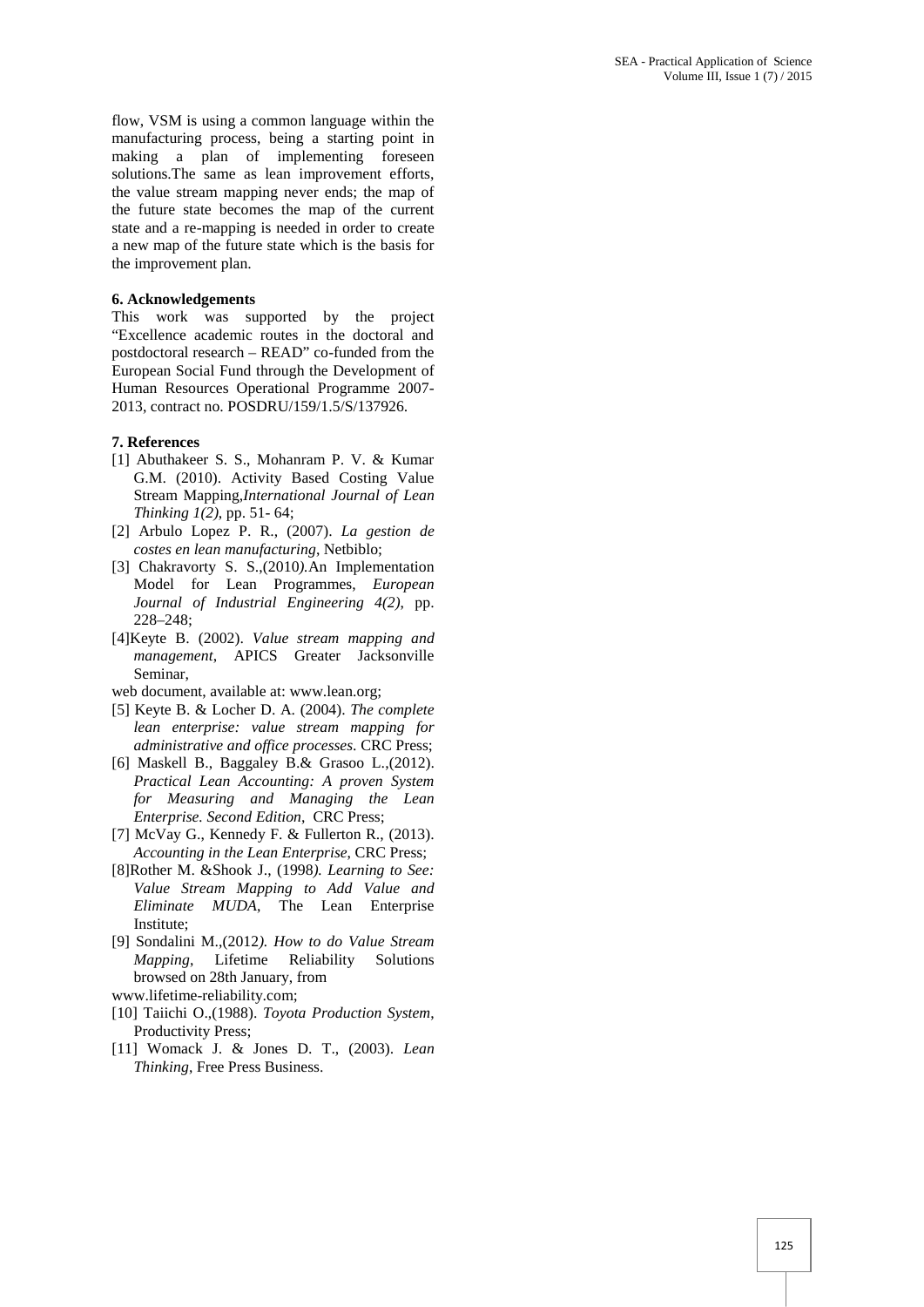flow, VSM is using a common language within the manufacturing process, being a starting point in making a plan of implementing foreseen solutions.The same as lean improvement efforts, the value stream mapping never ends; the map of the future state becomes the map of the current state and a re-mapping is needed in order to create a new map of the future state which is the basis for the improvement plan.

**6. Acknowledgements**

This work was supported by the project "Excellence academic routes in the doctoral and postdoctoral research – READ" co-funded from the European Social Fund through the Development of Human Resources Operational Programme 2007-2013, contract no. POSDRU/159/1.5/S/137926.

**7. References**

[1] Abuthakeer S. S., Mohanram P. V. & Kumar G.M. (2010). Activity Based Costing Value Stream Mapping,*International Journal of Lean Thinking 1(2)*, pp. 51- 64;

[2] Arbulo Lopez P. R., (2007). *La gestion de costes en lean manufacturing*, Netbiblo;

[3] Chakravorty S. S.,(2010*).*An Implementation Model for Lean Programmes, *European Journal of Industrial Engineering 4(2)*, pp. 228–248;

[4]Keyte B. (2002). *Value stream mapping and management*, APICS Greater Jacksonville Seminar,
web document, available at: www.lean.org;

[5] Keyte B. & Locher D. A. (2004). *The complete lean enterprise: value stream mapping for administrative and office processes*. CRC Press;

[6] Maskell B., Baggaley B.& Grasoo L.,(2012). *Practical Lean Accounting: A proven System for Measuring and Managing the Lean Enterprise. Second Edition*, CRC Press;

[7] McVay G., Kennedy F. & Fullerton R., (2013). *Accounting in the Lean Enterprise*, CRC Press;

[8]Rother M. &Shook J., (1998*). Learning to See: Value Stream Mapping to Add Value and Eliminate MUDA*, The Lean Enterprise Institute;

[9] Sondalini M.,(2012*). How to do Value Stream Mapping*, Lifetime Reliability Solutions browsed on 28th January, from
www.lifetime-reliability.com;

[10] Taiichi O.,(1988). *Toyota Production System*, Productivity Press;

[11] Womack J. & Jones D. T., (2003). *Lean Thinking*, Free Press Business.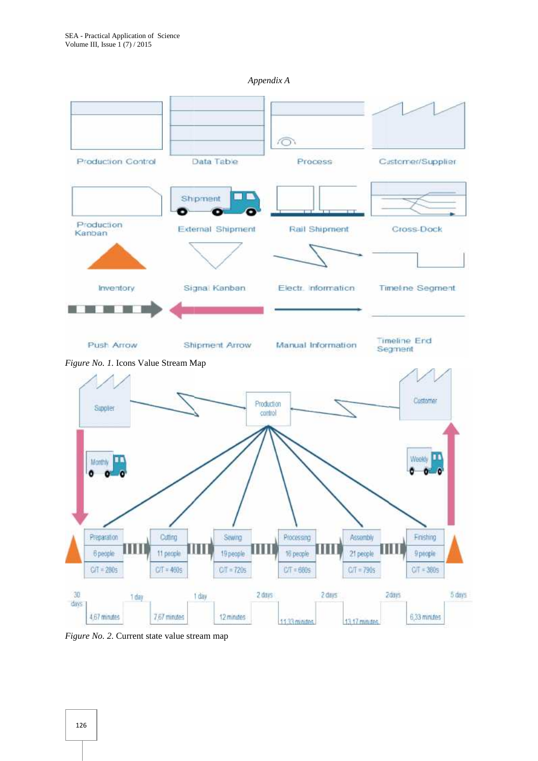*Appendix A*

Figure No. 1. Icons Value Stream Map

Figure No. 2. Current state value stream map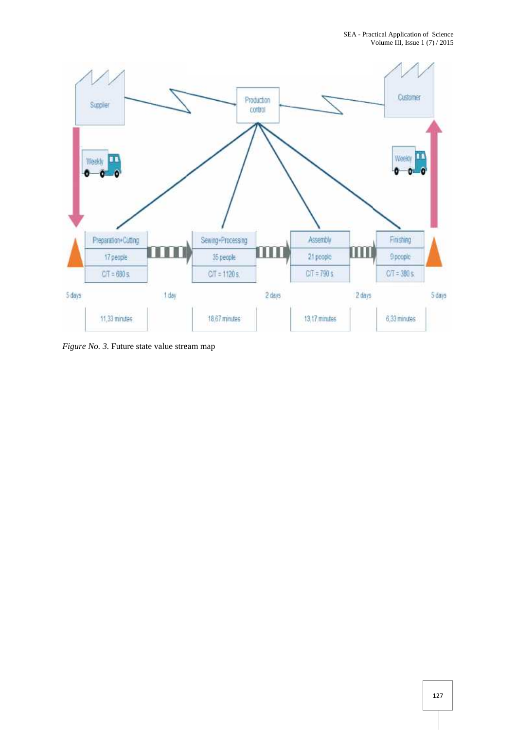*Figure No. 3.* Future state value stream map